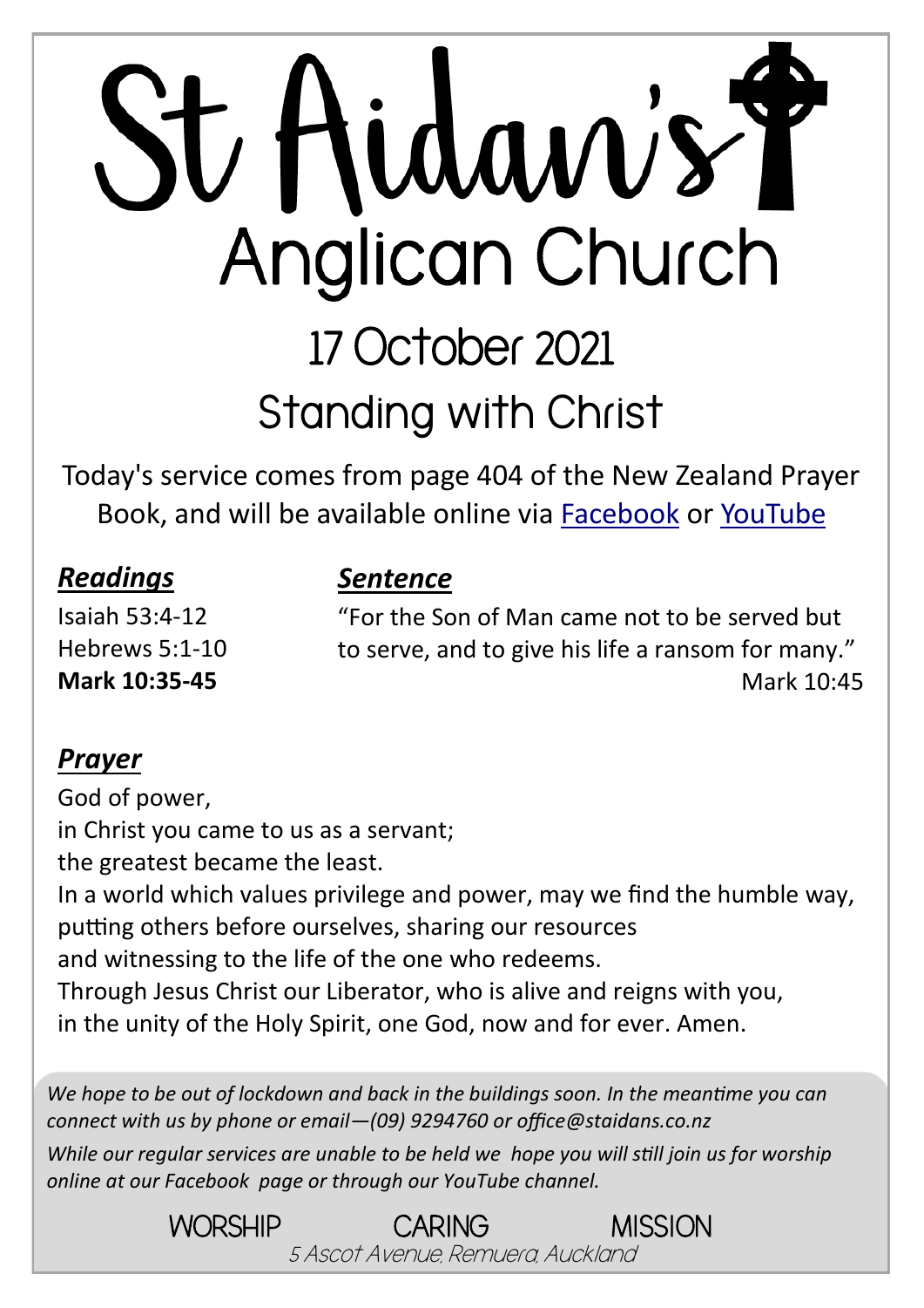# St Aidan's Anglican Church

## 17 October 2021

## Standing with Christ

Today's service comes from page 404 of the New Zealand Prayer Book, and will be available online via Facebook or YouTube

### ***Readings***

Isaiah 53:4-12
Hebrews 5:1-10
**Mark 10:35-45**

### ***Sentence***

"For the Son of Man came not to be served but to serve, and to give his life a ransom for many."
Mark 10:45

### ***Prayer***

God of power,
in Christ you came to us as a servant;
the greatest became the least.
In a world which values privilege and power, may we find the humble way,
putting others before ourselves, sharing our resources
and witnessing to the life of the one who redeems.
Through Jesus Christ our Liberator, who is alive and reigns with you,
in the unity of the Holy Spirit, one God, now and for ever. Amen.

*We hope to be out of lockdown and back in the buildings soon. In the meantime you can connect with us by phone or email—(09) 9294760 or office@staidans.co.nz*

*While our regular services are unable to be held we hope you will still join us for worship online at our Facebook page or through our YouTube channel.*

WORSHIP CARING MISSION

*5 Ascot Avenue, Remuera, Auckland*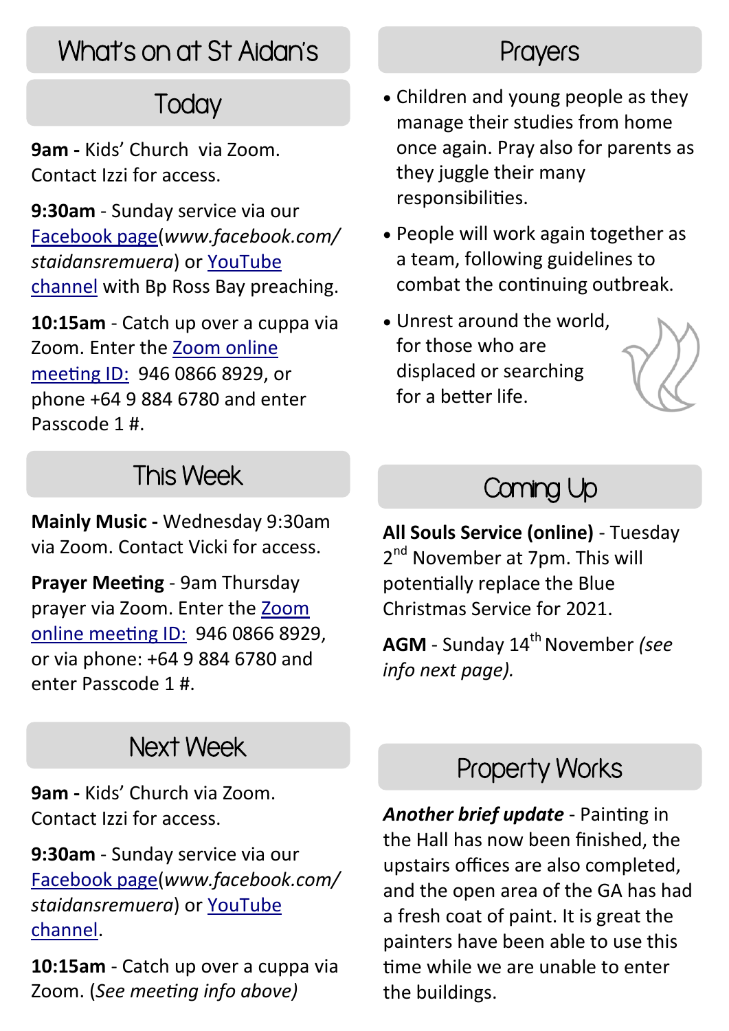# What's on at St Aidan's

## Today

**9am -** Kids' Church via Zoom. Contact Izzi for access.

**9:30am** - Sunday service via our Facebook page(*www.facebook.com/staidansremuera*) or YouTube channel with Bp Ross Bay preaching.

**10:15am** - Catch up over a cuppa via Zoom. Enter the Zoom online meeting ID: 946 0866 8929, or phone +64 9 884 6780 and enter Passcode 1 #.

## This Week

**Mainly Music -** Wednesday 9:30am via Zoom. Contact Vicki for access.

**Prayer Meeting** - 9am Thursday prayer via Zoom. Enter the Zoom online meeting ID: 946 0866 8929, or via phone: +64 9 884 6780 and enter Passcode 1 #.

## Next Week

**9am -** Kids' Church via Zoom. Contact Izzi for access.

**9:30am** - Sunday service via our Facebook page(*www.facebook.com/staidansremuera*) or YouTube channel.

**10:15am** - Catch up over a cuppa via Zoom. (*See meeting info above)*

## Prayers

- Children and young people as they manage their studies from home once again. Pray also for parents as they juggle their many responsibilities.
- People will work again together as a team, following guidelines to combat the continuing outbreak.
- Unrest around the world, for those who are displaced or searching for a better life.

## Coming Up

**All Souls Service (online)** - Tuesday 2nd November at 7pm. This will potentially replace the Blue Christmas Service for 2021.

**AGM** - Sunday 14th November *(see info next page).*

## Property Works

***Another brief update*** - Painting in the Hall has now been finished, the upstairs offices are also completed, and the open area of the GA has had a fresh coat of paint. It is great the painters have been able to use this time while we are unable to enter the buildings.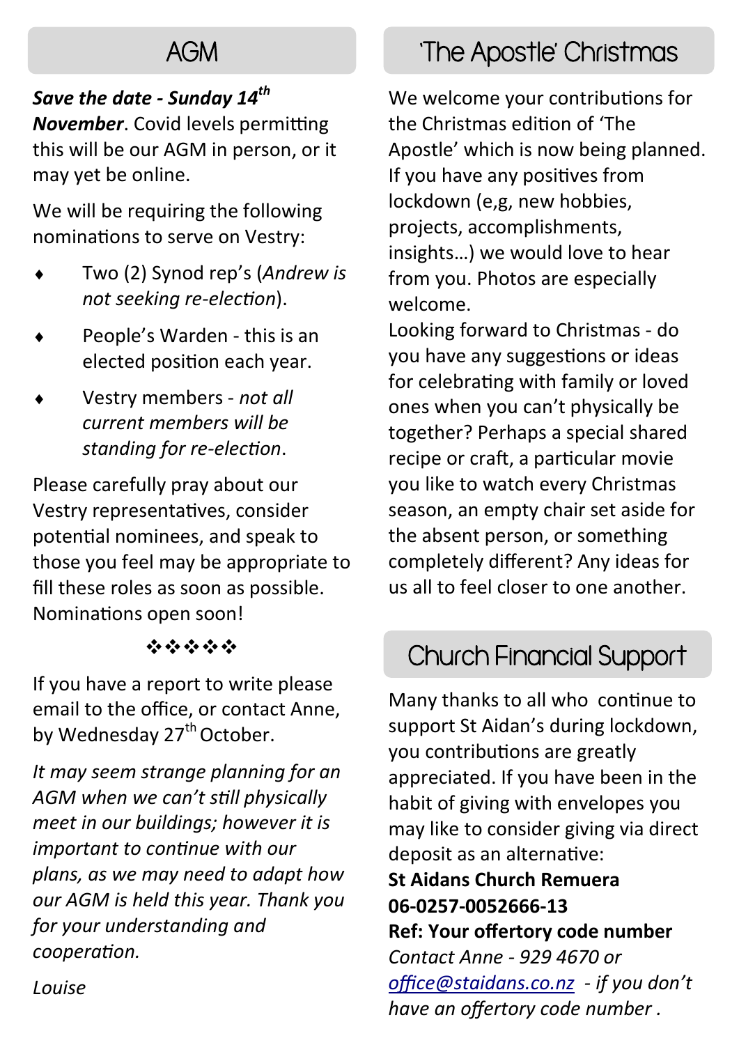## AGM

***Save the date - Sunday 14th November***. Covid levels permitting this will be our AGM in person, or it may yet be online.

We will be requiring the following nominations to serve on Vestry:

- Two (2) Synod rep's (*Andrew is not seeking re-election*).
- People's Warden - this is an elected position each year.
- Vestry members - *not all current members will be standing for re-election*.

Please carefully pray about our Vestry representatives, consider potential nominees, and speak to those you feel may be appropriate to fill these roles as soon as possible. Nominations open soon!

❖❖❖❖❖

If you have a report to write please email to the office, or contact Anne, by Wednesday 27th October.

*It may seem strange planning for an AGM when we can't still physically meet in our buildings; however it is important to continue with our plans, as we may need to adapt how our AGM is held this year. Thank you for your understanding and cooperation.*

*Louise*

## 'The Apostle' Christmas

We welcome your contributions for the Christmas edition of 'The Apostle' which is now being planned. If you have any positives from lockdown (e,g, new hobbies, projects, accomplishments, insights…) we would love to hear from you. Photos are especially welcome.

Looking forward to Christmas - do you have any suggestions or ideas for celebrating with family or loved ones when you can't physically be together? Perhaps a special shared recipe or craft, a particular movie you like to watch every Christmas season, an empty chair set aside for the absent person, or something completely different? Any ideas for us all to feel closer to one another.

## Church Financial Support

Many thanks to all who continue to support St Aidan's during lockdown, you contributions are greatly appreciated. If you have been in the habit of giving with envelopes you may like to consider giving via direct deposit as an alternative:

**St Aidans Church Remuera**
**06-0257-0052666-13**
**Ref: Your offertory code number**
*Contact Anne - 929 4670 or office@staidans.co.nz - if you don't have an offertory code number .*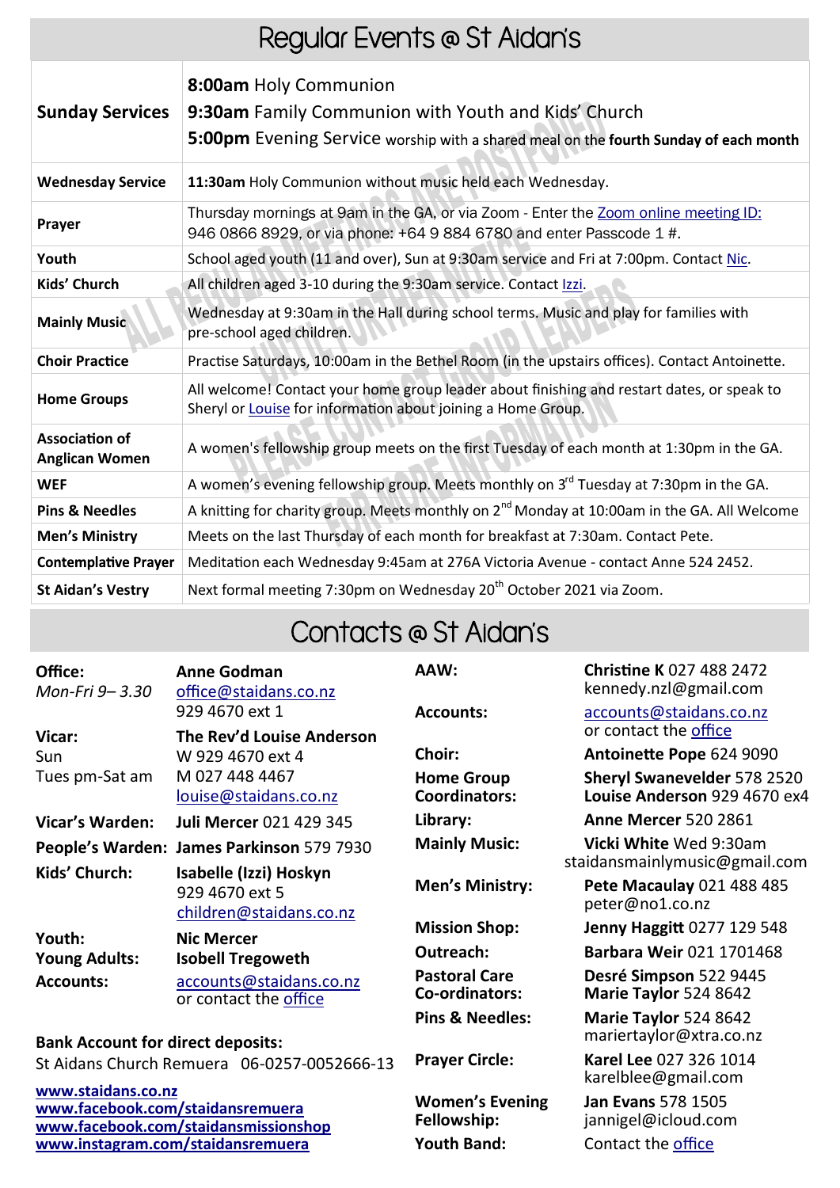# Regular Events @ St Aidan's

*ALL REGULAR MEETINGS ARE POSTPONED UNTIL FURTHER NOTICE. PLEASE CONTACT GROUP LEADERS FOR MORE INFORMATION*

| | |
|---|---|
| **Sunday Services** | **8:00am** Holy Communion<br>**9:30am** Family Communion with Youth and Kids' Church<br>**5:00pm** Evening Service worship with a shared meal on the **fourth Sunday of each month** |
| **Wednesday Service** | **11:30am** Holy Communion without music held each Wednesday. |
| **Prayer** | Thursday mornings at 9am in the GA, or via Zoom - Enter the Zoom online meeting ID: 946 0866 8929, or via phone: +64 9 884 6780 and enter Passcode 1 #. |
| **Youth** | School aged youth (11 and over), Sun at 9:30am service and Fri at 7:00pm. Contact Nic. |
| **Kids' Church** | All children aged 3-10 during the 9:30am service. Contact Izzi. |
| **Mainly Music** | Wednesday at 9:30am in the Hall during school terms. Music and play for families with pre-school aged children. |
| **Choir Practice** | Practise Saturdays, 10:00am in the Bethel Room (in the upstairs offices). Contact Antoinette. |
| **Home Groups** | All welcome! Contact your home group leader about finishing and restart dates, or speak to Sheryl or Louise for information about joining a Home Group. |
| **Association of Anglican Women** | A women's fellowship group meets on the first Tuesday of each month at 1:30pm in the GA. |
| **WEF** | A women's evening fellowship group. Meets monthly on 3rd Tuesday at 7:30pm in the GA. |
| **Pins & Needles** | A knitting for charity group. Meets monthly on 2nd Monday at 10:00am in the GA. All Welcome |
| **Men's Ministry** | Meets on the last Thursday of each month for breakfast at 7:30am. Contact Pete. |
| **Contemplative Prayer** | Meditation each Wednesday 9:45am at 276A Victoria Avenue - contact Anne 524 2452. |
| **St Aidan's Vestry** | Next formal meeting 7:30pm on Wednesday 20th October 2021 via Zoom. |

# Contacts @ St Aidan's

**Office:** *Mon-Fri 9– 3.30* — **Anne Godman**, office@staidans.co.nz, 929 4670 ext 1

**Vicar:** Sun, Tues pm-Sat am — **The Rev'd Louise Anderson**, W 929 4670 ext 4, M 027 448 4467, louise@staidans.co.nz

**Vicar's Warden:** **Juli Mercer** 021 429 345

**People's Warden:** **James Parkinson** 579 7930

**Kids' Church:** **Isabelle (Izzi) Hoskyn**, 929 4670 ext 5, children@staidans.co.nz

**Youth:** **Nic Mercer**

**Young Adults:** **Isobell Tregoweth**

**Accounts:** accounts@staidans.co.nz or contact the office

**Bank Account for direct deposits:**
St Aidans Church Remuera 06-0257-0052666-13

**www.staidans.co.nz**
**www.facebook.com/staidansremuera**
**www.facebook.com/staidansmissionshop**
**www.instagram.com/staidansremuera**

**AAW:** **Christine K** 027 488 2472, kennedy.nzl@gmail.com

**Accounts:** accounts@staidans.co.nz or contact the office

**Choir:** **Antoinette Pope** 624 9090

**Home Group Coordinators:** **Sheryl Swanevelder** 578 2520, **Louise Anderson** 929 4670 ex4

**Library:** **Anne Mercer** 520 2861

**Mainly Music:** **Vicki White** Wed 9:30am, staidansmainlymusic@gmail.com

**Men's Ministry:** **Pete Macaulay** 021 488 485, peter@no1.co.nz

**Mission Shop:** **Jenny Haggitt** 0277 129 548

**Outreach:** **Barbara Weir** 021 1701468

**Pastoral Care Co-ordinators:** **Desré Simpson** 522 9445, **Marie Taylor** 524 8642

**Pins & Needles:** **Marie Taylor** 524 8642, mariertaylor@xtra.co.nz

**Prayer Circle:** **Karel Lee** 027 326 1014, karelblee@gmail.com

**Women's Evening Fellowship:** **Jan Evans** 578 1505, jannigel@icloud.com

**Youth Band:** Contact the office